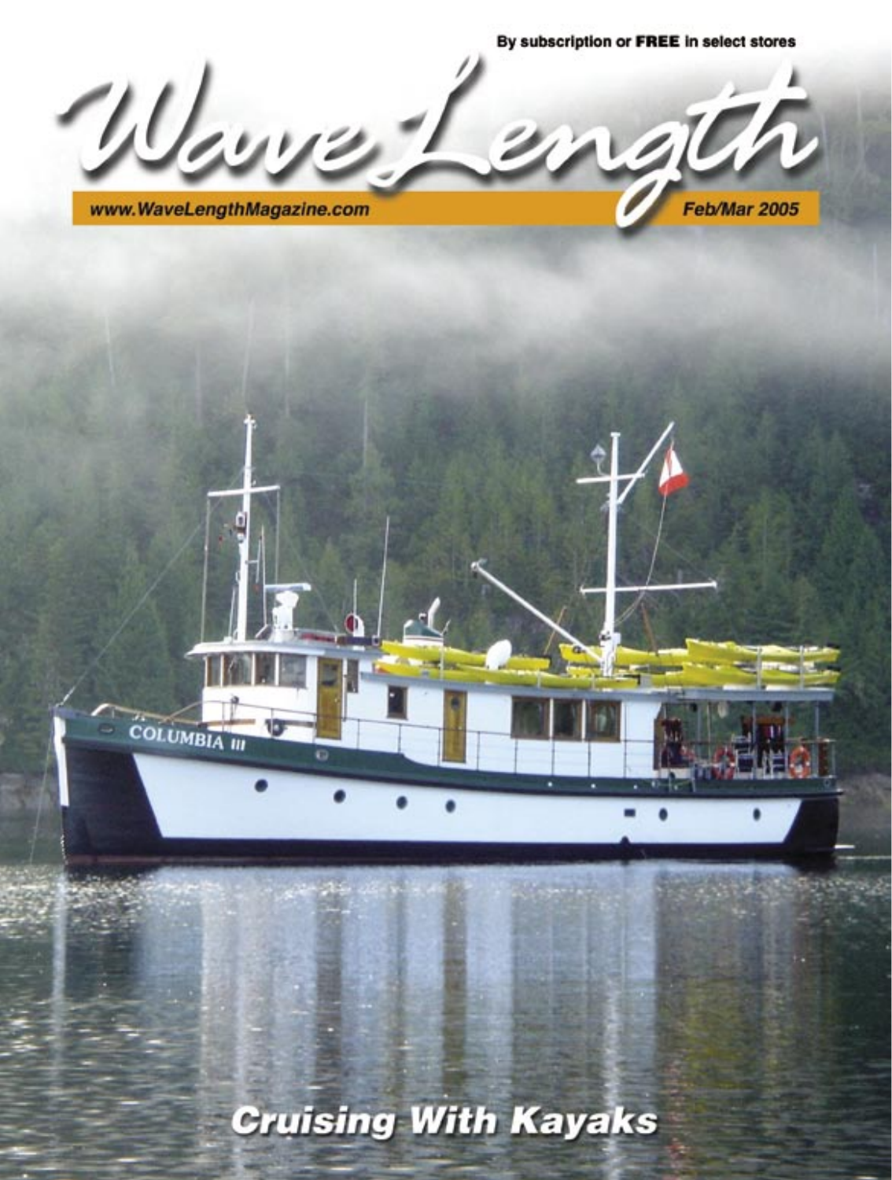By subscription or **FREE** in select stores

# WaveLength

www.WaveLengthMagazine.com

Feb/Mar 2005

## Cruising With Kayaks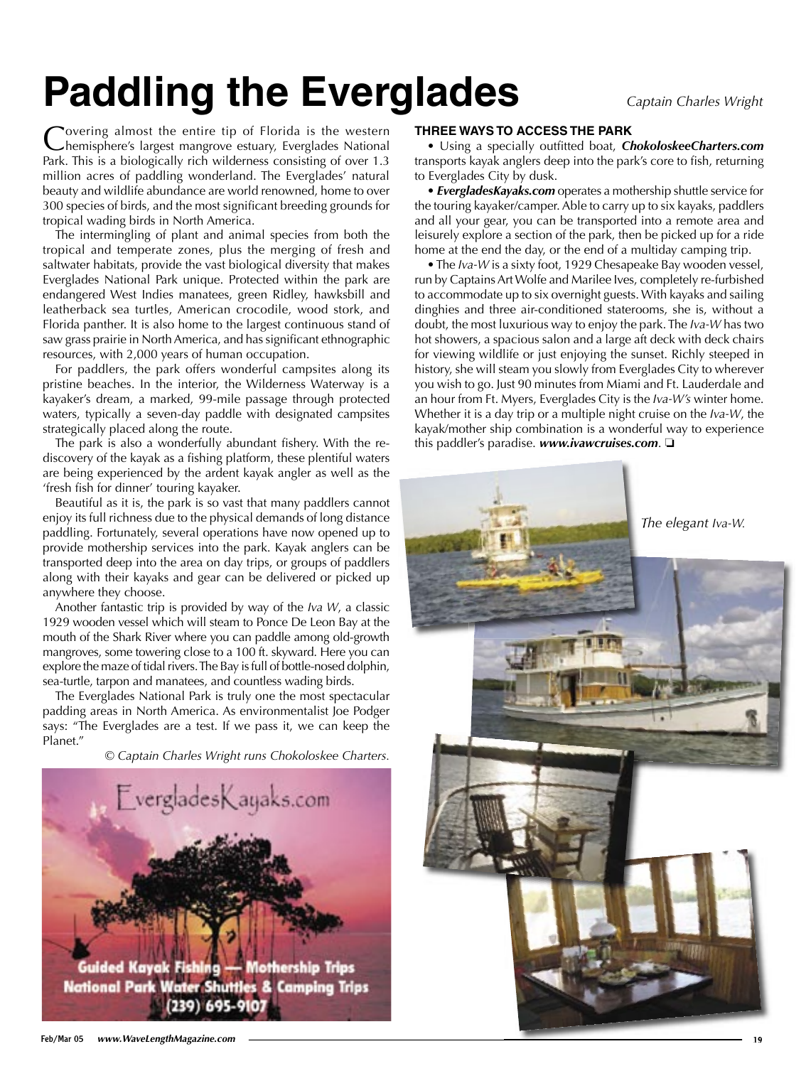# Paddling the Everglades

*Captain Charles Wright*

Covering almost the entire tip of Florida is the western hemisphere's largest mangrove estuary, Everglades National Park. This is a biologically rich wilderness consisting of over 1.3 million acres of paddling wonderland. The Everglades' natural beauty and wildlife abundance are world renowned, home to over 300 species of birds, and the most significant breeding grounds for tropical wading birds in North America.

The intermingling of plant and animal species from both the tropical and temperate zones, plus the merging of fresh and saltwater habitats, provide the vast biological diversity that makes Everglades National Park unique. Protected within the park are endangered West Indies manatees, green Ridley, hawksbill and leatherback sea turtles, American crocodile, wood stork, and Florida panther. It is also home to the largest continuous stand of saw grass prairie in North America, and has significant ethnographic resources, with 2,000 years of human occupation.

For paddlers, the park offers wonderful campsites along its pristine beaches. In the interior, the Wilderness Waterway is a kayaker's dream, a marked, 99-mile passage through protected waters, typically a seven-day paddle with designated campsites strategically placed along the route.

The park is also a wonderfully abundant fishery. With the re-discovery of the kayak as a fishing platform, these plentiful waters are being experienced by the ardent kayak angler as well as the 'fresh fish for dinner' touring kayaker.

Beautiful as it is, the park is so vast that many paddlers cannot enjoy its full richness due to the physical demands of long distance paddling. Fortunately, several operations have now opened up to provide mothership services into the park. Kayak anglers can be transported deep into the area on day trips, or groups of paddlers along with their kayaks and gear can be delivered or picked up anywhere they choose.

Another fantastic trip is provided by way of the *Iva W*, a classic 1929 wooden vessel which will steam to Ponce De Leon Bay at the mouth of the Shark River where you can paddle among old-growth mangroves, some towering close to a 100 ft. skyward. Here you can explore the maze of tidal rivers. The Bay is full of bottle-nosed dolphin, sea-turtle, tarpon and manatees, and countless wading birds.

The Everglades National Park is truly one the most spectacular padding areas in North America. As environmentalist Joe Podger says: "The Everglades are a test. If we pass it, we can keep the Planet."

*© Captain Charles Wright runs Chokoloskee Charters.*

EvergladesKayaks.com

Guided Kayak Fishing — Mothership Trips
National Park Water Shuttles & Camping Trips
(239) 695-9107

**THREE WAYS TO ACCESS THE PARK**

• Using a specially outfitted boat, ***ChokoloskeeCharters.com*** transports kayak anglers deep into the park's core to fish, returning to Everglades City by dusk.

• ***EvergladesKayaks.com*** operates a mothership shuttle service for the touring kayaker/camper. Able to carry up to six kayaks, paddlers and all your gear, you can be transported into a remote area and leisurely explore a section of the park, then be picked up for a ride home at the end the day, or the end of a multiday camping trip.

• The *Iva-W* is a sixty foot, 1929 Chesapeake Bay wooden vessel, run by Captains Art Wolfe and Marilee Ives, completely re-furbished to accommodate up to six overnight guests. With kayaks and sailing dinghies and three air-conditioned staterooms, she is, without a doubt, the most luxurious way to enjoy the park. The *Iva-W* has two hot showers, a spacious salon and a large aft deck with deck chairs for viewing wildlife or just enjoying the sunset. Richly steeped in history, she will steam you slowly from Everglades City to wherever you wish to go. Just 90 minutes from Miami and Ft. Lauderdale and an hour from Ft. Myers, Everglades City is the *Iva-W's* winter home. Whether it is a day trip or a multiple night cruise on the *Iva-W*, the kayak/mother ship combination is a wonderful way to experience this paddler's paradise. ***www.ivawcruises.com***. ❑

*The elegant Iva-W.*